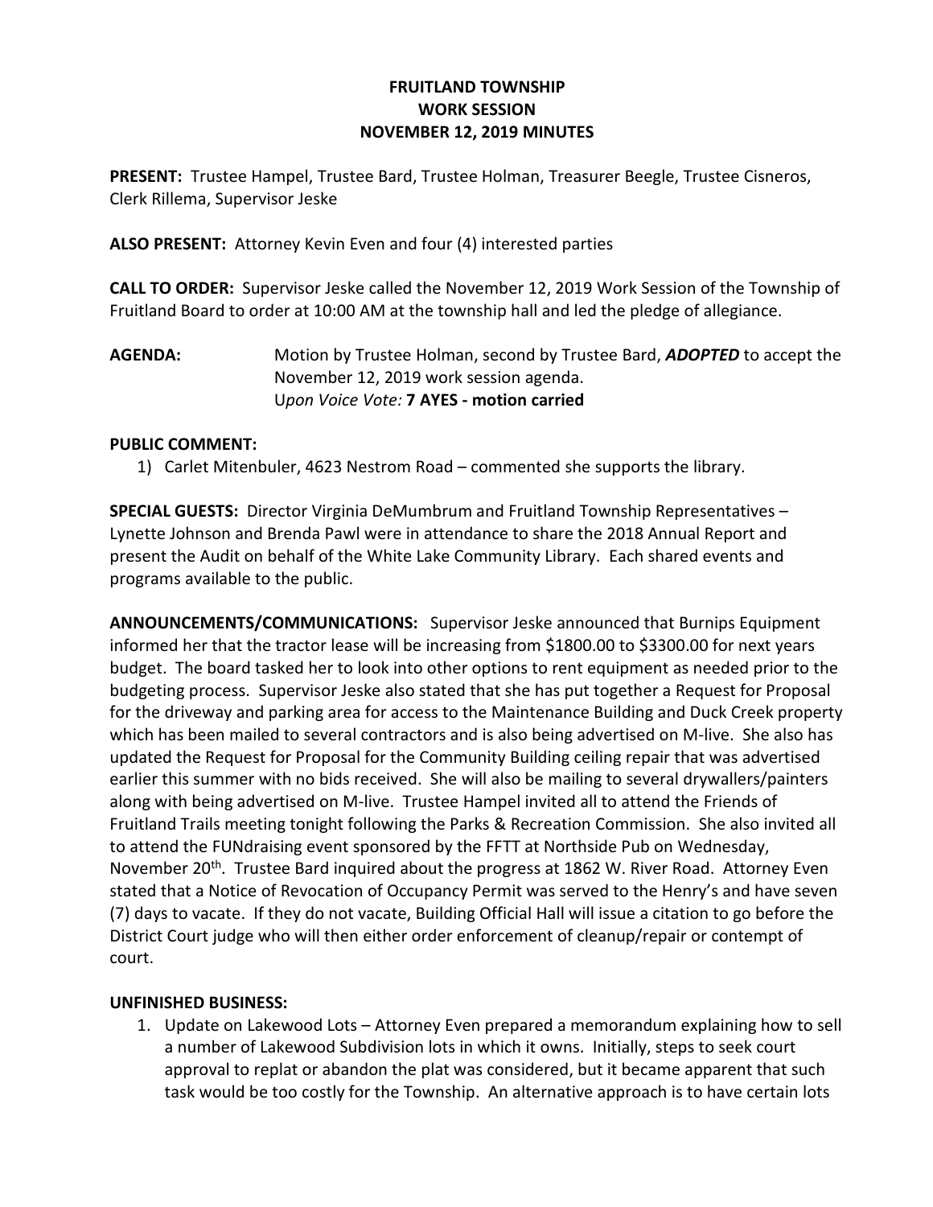**FRUITLAND TOWNSHIP**
**WORK SESSION**
**NOVEMBER 12, 2019 MINUTES**

**PRESENT:** Trustee Hampel, Trustee Bard, Trustee Holman, Treasurer Beegle, Trustee Cisneros, Clerk Rillema, Supervisor Jeske

**ALSO PRESENT:** Attorney Kevin Even and four (4) interested parties

**CALL TO ORDER:** Supervisor Jeske called the November 12, 2019 Work Session of the Township of Fruitland Board to order at 10:00 AM at the township hall and led the pledge of allegiance.

**AGENDA:** Motion by Trustee Holman, second by Trustee Bard, ***ADOPTED*** to accept the November 12, 2019 work session agenda.
U*pon Voice Vote:* **7 AYES - motion carried**

**PUBLIC COMMENT:**

1) Carlet Mitenbuler, 4623 Nestrom Road – commented she supports the library.

**SPECIAL GUESTS:** Director Virginia DeMumbrum and Fruitland Township Representatives – Lynette Johnson and Brenda Pawl were in attendance to share the 2018 Annual Report and present the Audit on behalf of the White Lake Community Library. Each shared events and programs available to the public.

**ANNOUNCEMENTS/COMMUNICATIONS:** Supervisor Jeske announced that Burnips Equipment informed her that the tractor lease will be increasing from $1800.00 to $3300.00 for next years budget. The board tasked her to look into other options to rent equipment as needed prior to the budgeting process. Supervisor Jeske also stated that she has put together a Request for Proposal for the driveway and parking area for access to the Maintenance Building and Duck Creek property which has been mailed to several contractors and is also being advertised on M-live. She also has updated the Request for Proposal for the Community Building ceiling repair that was advertised earlier this summer with no bids received. She will also be mailing to several drywallers/painters along with being advertised on M-live. Trustee Hampel invited all to attend the Friends of Fruitland Trails meeting tonight following the Parks & Recreation Commission. She also invited all to attend the FUNdraising event sponsored by the FFTT at Northside Pub on Wednesday, November 20th. Trustee Bard inquired about the progress at 1862 W. River Road. Attorney Even stated that a Notice of Revocation of Occupancy Permit was served to the Henry's and have seven (7) days to vacate. If they do not vacate, Building Official Hall will issue a citation to go before the District Court judge who will then either order enforcement of cleanup/repair or contempt of court.

**UNFINISHED BUSINESS:**

1. Update on Lakewood Lots – Attorney Even prepared a memorandum explaining how to sell a number of Lakewood Subdivision lots in which it owns. Initially, steps to seek court approval to replat or abandon the plat was considered, but it became apparent that such task would be too costly for the Township. An alternative approach is to have certain lots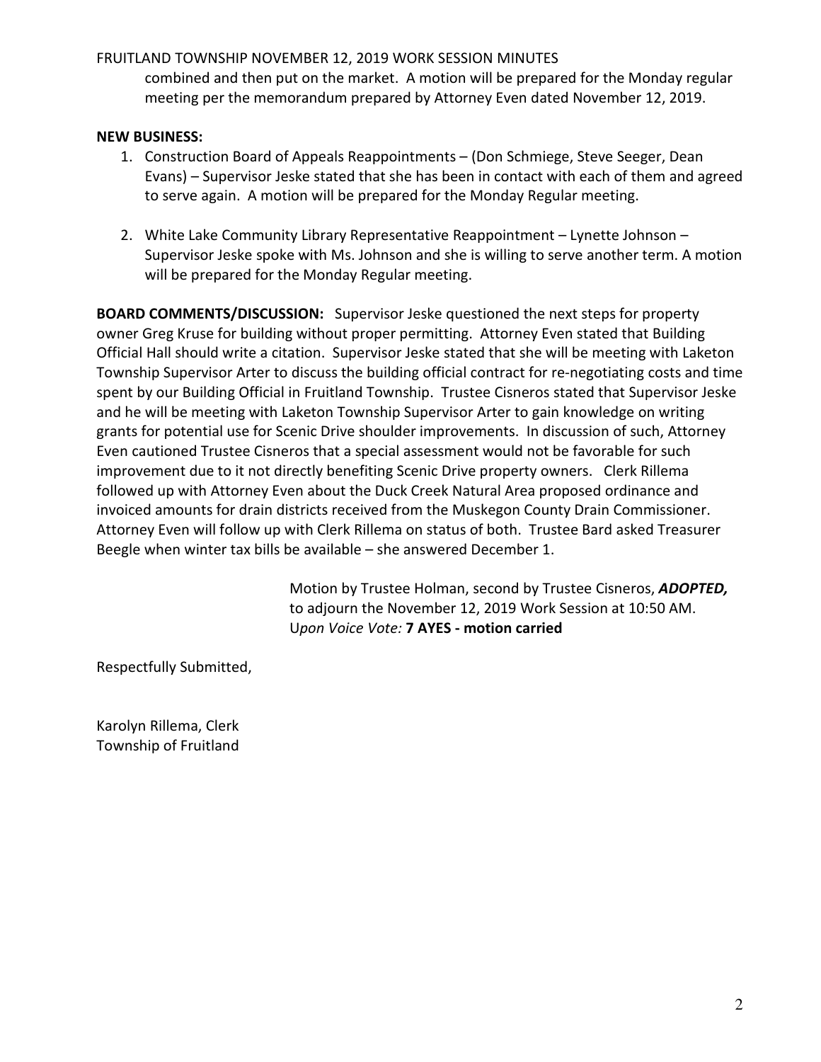combined and then put on the market. A motion will be prepared for the Monday regular meeting per the memorandum prepared by Attorney Even dated November 12, 2019.

**NEW BUSINESS:**

1. Construction Board of Appeals Reappointments – (Don Schmiege, Steve Seeger, Dean Evans) – Supervisor Jeske stated that she has been in contact with each of them and agreed to serve again. A motion will be prepared for the Monday Regular meeting.

2. White Lake Community Library Representative Reappointment – Lynette Johnson – Supervisor Jeske spoke with Ms. Johnson and she is willing to serve another term. A motion will be prepared for the Monday Regular meeting.

**BOARD COMMENTS/DISCUSSION:** Supervisor Jeske questioned the next steps for property owner Greg Kruse for building without proper permitting. Attorney Even stated that Building Official Hall should write a citation. Supervisor Jeske stated that she will be meeting with Laketon Township Supervisor Arter to discuss the building official contract for re-negotiating costs and time spent by our Building Official in Fruitland Township. Trustee Cisneros stated that Supervisor Jeske and he will be meeting with Laketon Township Supervisor Arter to gain knowledge on writing grants for potential use for Scenic Drive shoulder improvements. In discussion of such, Attorney Even cautioned Trustee Cisneros that a special assessment would not be favorable for such improvement due to it not directly benefiting Scenic Drive property owners. Clerk Rillema followed up with Attorney Even about the Duck Creek Natural Area proposed ordinance and invoiced amounts for drain districts received from the Muskegon County Drain Commissioner. Attorney Even will follow up with Clerk Rillema on status of both. Trustee Bard asked Treasurer Beegle when winter tax bills be available – she answered December 1.

Motion by Trustee Holman, second by Trustee Cisneros, ***ADOPTED,*** to adjourn the November 12, 2019 Work Session at 10:50 AM.
U*pon Voice Vote:* **7 AYES - motion carried**

Respectfully Submitted,

Karolyn Rillema, Clerk
Township of Fruitland